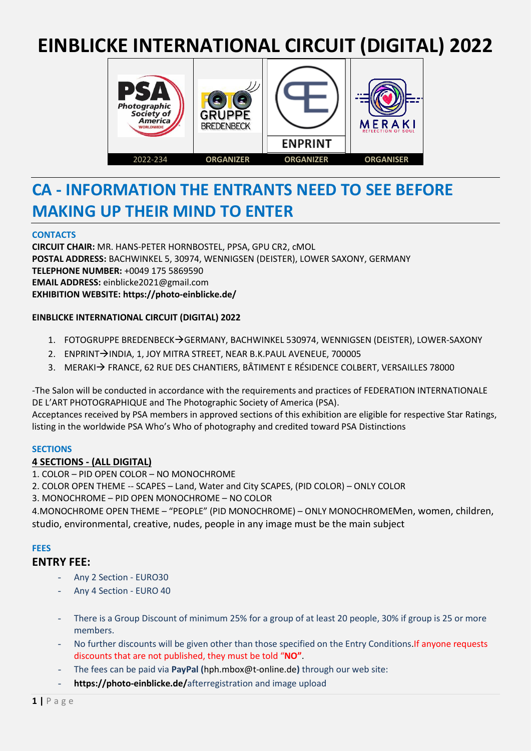# EINBLICKE INTERNATIONAL CIRCUIT (DIGITAL) 2022

| 2022-234 | ORGANIZER | ORGANIZER | ORGANISER |
|---|---|---|---|

# CA - INFORMATION THE ENTRANTS NEED TO SEE BEFORE MAKING UP THEIR MIND TO ENTER

### CONTACTS

**CIRCUIT CHAIR:** MR. HANS-PETER HORNBOSTEL, PPSA, GPU CR2, cMOL
**POSTAL ADDRESS:** BACHWINKEL 5, 30974, WENNIGSEN (DEISTER), LOWER SAXONY, GERMANY
**TELEPHONE NUMBER:** +0049 175 5869590
**EMAIL ADDRESS:** einblicke2021@gmail.com
**EXHIBITION WEBSITE: https://photo-einblicke.de/**

**EINBLICKE INTERNATIONAL CIRCUIT (DIGITAL) 2022**

1. FOTOGRUPPE BREDENBECK→GERMANY, BACHWINKEL 530974, WENNIGSEN (DEISTER), LOWER-SAXONY
2. ENPRINT→INDIA, 1, JOY MITRA STREET, NEAR B.K.PAUL AVENEUE, 700005
3. MERAKI→ FRANCE, 62 RUE DES CHANTIERS, BÂTIMENT E RÉSIDENCE COLBERT, VERSAILLES 78000

-The Salon will be conducted in accordance with the requirements and practices of FEDERATION INTERNATIONALE DE L'ART PHOTOGRAPHIQUE and The Photographic Society of America (PSA).
Acceptances received by PSA members in approved sections of this exhibition are eligible for respective Star Ratings, listing in the worldwide PSA Who's Who of photography and credited toward PSA Distinctions

### SECTIONS

**4 SECTIONS - (ALL DIGITAL)**

1. COLOR – PID OPEN COLOR – NO MONOCHROME
2. COLOR OPEN THEME -- SCAPES – Land, Water and City SCAPES, (PID COLOR) – ONLY COLOR
3. MONOCHROME – PID OPEN MONOCHROME – NO COLOR
4.MONOCHROME OPEN THEME – "PEOPLE" (PID MONOCHROME) – ONLY MONOCHROMEMen, women, children, studio, environmental, creative, nudes, people in any image must be the main subject

### FEES

## ENTRY FEE:

- Any 2 Section - EURO30
- Any 4 Section - EURO 40

- There is a Group Discount of minimum 25% for a group of at least 20 people, 30% if group is 25 or more members.
- No further discounts will be given other than those specified on the Entry Conditions.If anyone requests discounts that are not published, they must be told "**NO"**.
- The fees can be paid via **PayPal (**hph.mbox@t-online.de**)** through our web site:
- **https://photo-einblicke.de/**afterregistration and image upload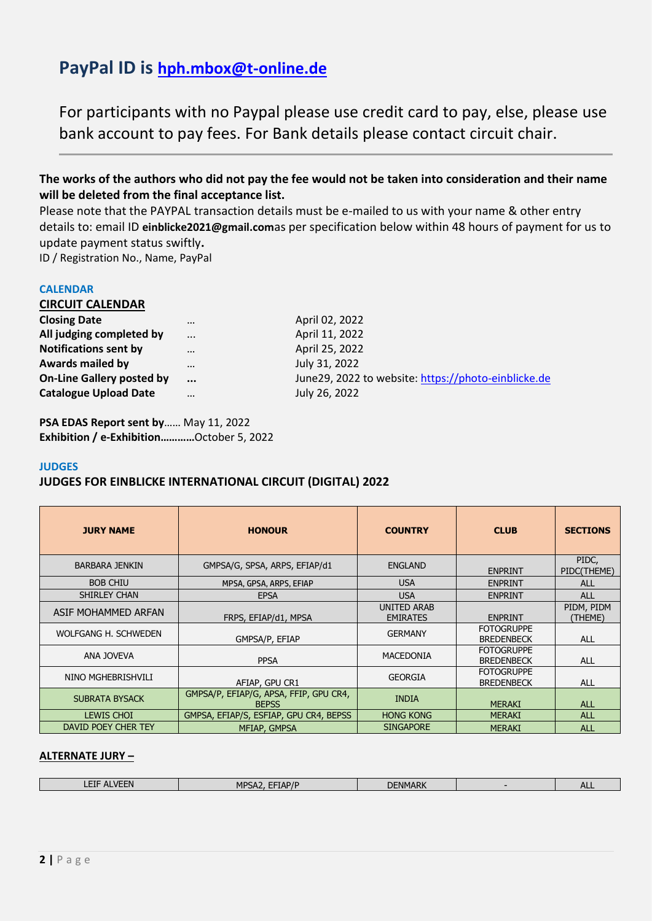## PayPal ID is hph.mbox@t-online.de

For participants with no Paypal please use credit card to pay, else, please use bank account to pay fees. For Bank details please contact circuit chair.

---

**The works of the authors who did not pay the fee would not be taken into consideration and their name will be deleted from the final acceptance list.**

Please note that the PAYPAL transaction details must be e-mailed to us with your name & other entry details to: email ID **einblicke2021@gmail.com**as per specification below within 48 hours of payment for us to update payment status swiftly**.**

ID / Registration No., Name, PayPal

### CALENDAR

**CIRCUIT CALENDAR**

| | | |
|---|---|---|
| **Closing Date** | … | April 02, 2022 |
| **All judging completed by** | … | April 11, 2022 |
| **Notifications sent by** | … | April 25, 2022 |
| **Awards mailed by** | … | July 31, 2022 |
| **On-Line Gallery posted by** | **…** | June29, 2022 to website: https://photo-einblicke.de |
| **Catalogue Upload Date** | … | July 26, 2022 |

**PSA EDAS Report sent by**…… May 11, 2022
**Exhibition / e-Exhibition…………**October 5, 2022

### JUDGES

**JUDGES FOR EINBLICKE INTERNATIONAL CIRCUIT (DIGITAL) 2022**

| JURY NAME | HONOUR | COUNTRY | CLUB | SECTIONS |
|---|---|---|---|---|
| BARBARA JENKIN | GMPSA/G, SPSA, ARPS, EFIAP/d1 | ENGLAND | ENPRINT | PIDC, PIDC(THEME) |
| BOB CHIU | MPSA, GPSA, ARPS, EFIAP | USA | ENPRINT | ALL |
| SHIRLEY CHAN | EPSA | USA | ENPRINT | ALL |
| ASIF MOHAMMED ARFAN | FRPS, EFIAP/d1, MPSA | UNITED ARAB EMIRATES | ENPRINT | PIDM, PIDM (THEME) |
| WOLFGANG H. SCHWEDEN | GMPSA/P, EFIAP | GERMANY | FOTOGRUPPE BREDENBECK | ALL |
| ANA JOVEVA | PPSA | MACEDONIA | FOTOGRUPPE BREDENBECK | ALL |
| NINO MGHEBRISHVILI | AFIAP, GPU CR1 | GEORGIA | FOTOGRUPPE BREDENBECK | ALL |
| SUBRATA BYSACK | GMPSA/P, EFIAP/G, APSA, FFIP, GPU CR4, BEPSS | INDIA | MERAKI | ALL |
| LEWIS CHOI | GMPSA, EFIAP/S, ESFIAP, GPU CR4, BEPSS | HONG KONG | MERAKI | ALL |
| DAVID POEY CHER TEY | MFIAP, GMPSA | SINGAPORE | MERAKI | ALL |

**ALTERNATE JURY –**

| | | | | |
|---|---|---|---|---|
| LEIF ALVEEN | MPSA2, EFIAP/P | DENMARK | - | ALL |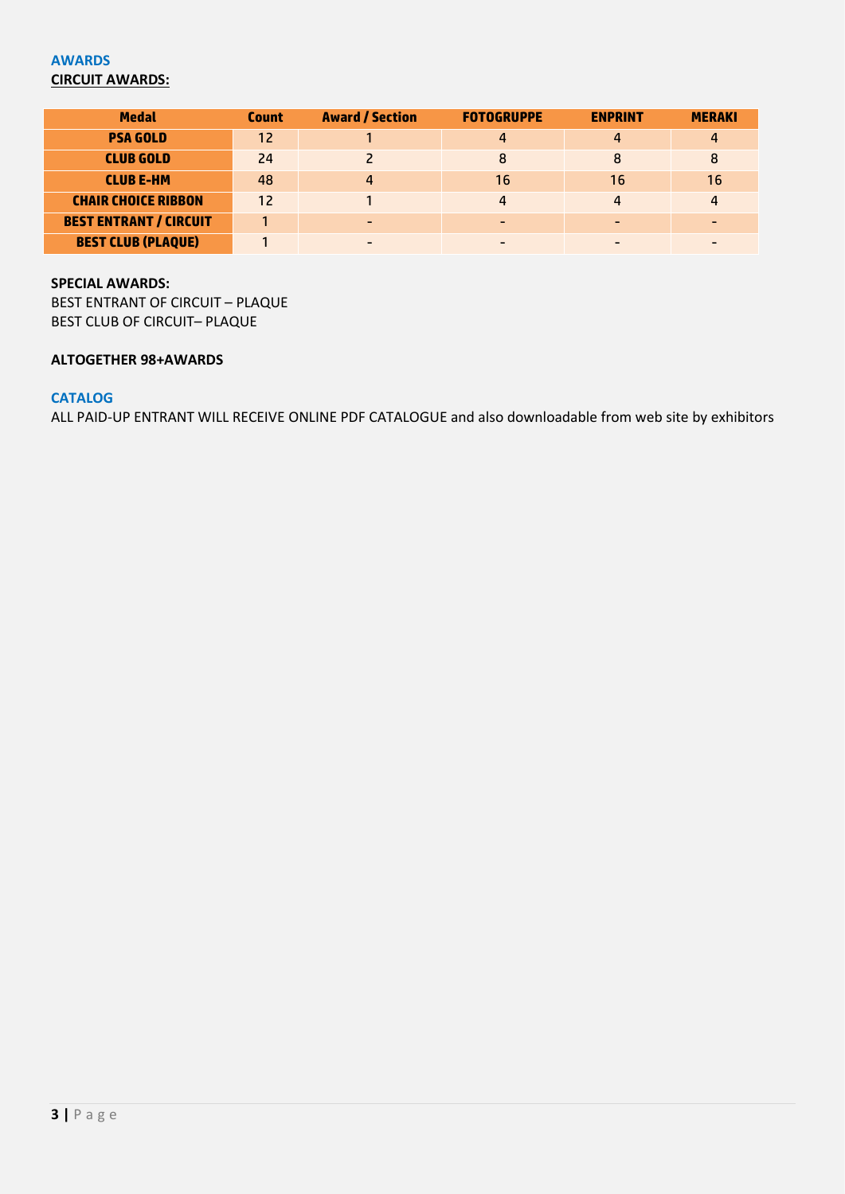## AWARDS

**CIRCUIT AWARDS:**

| Medal | Count | Award / Section | FOTOGRUPPE | ENPRINT | MERAKI |
|---|---|---|---|---|---|
| PSA GOLD | 12 | 1 | 4 | 4 | 4 |
| CLUB GOLD | 24 | 2 | 8 | 8 | 8 |
| CLUB E-HM | 48 | 4 | 16 | 16 | 16 |
| CHAIR CHOICE RIBBON | 12 | 1 | 4 | 4 | 4 |
| BEST ENTRANT / CIRCUIT | 1 | - | - | - | - |
| BEST CLUB (PLAQUE) | 1 | - | - | - | - |

**SPECIAL AWARDS:**

BEST ENTRANT OF CIRCUIT – PLAQUE
BEST CLUB OF CIRCUIT– PLAQUE

**ALTOGETHER 98+AWARDS**

## CATALOG

ALL PAID-UP ENTRANT WILL RECEIVE ONLINE PDF CATALOGUE and also downloadable from web site by exhibitors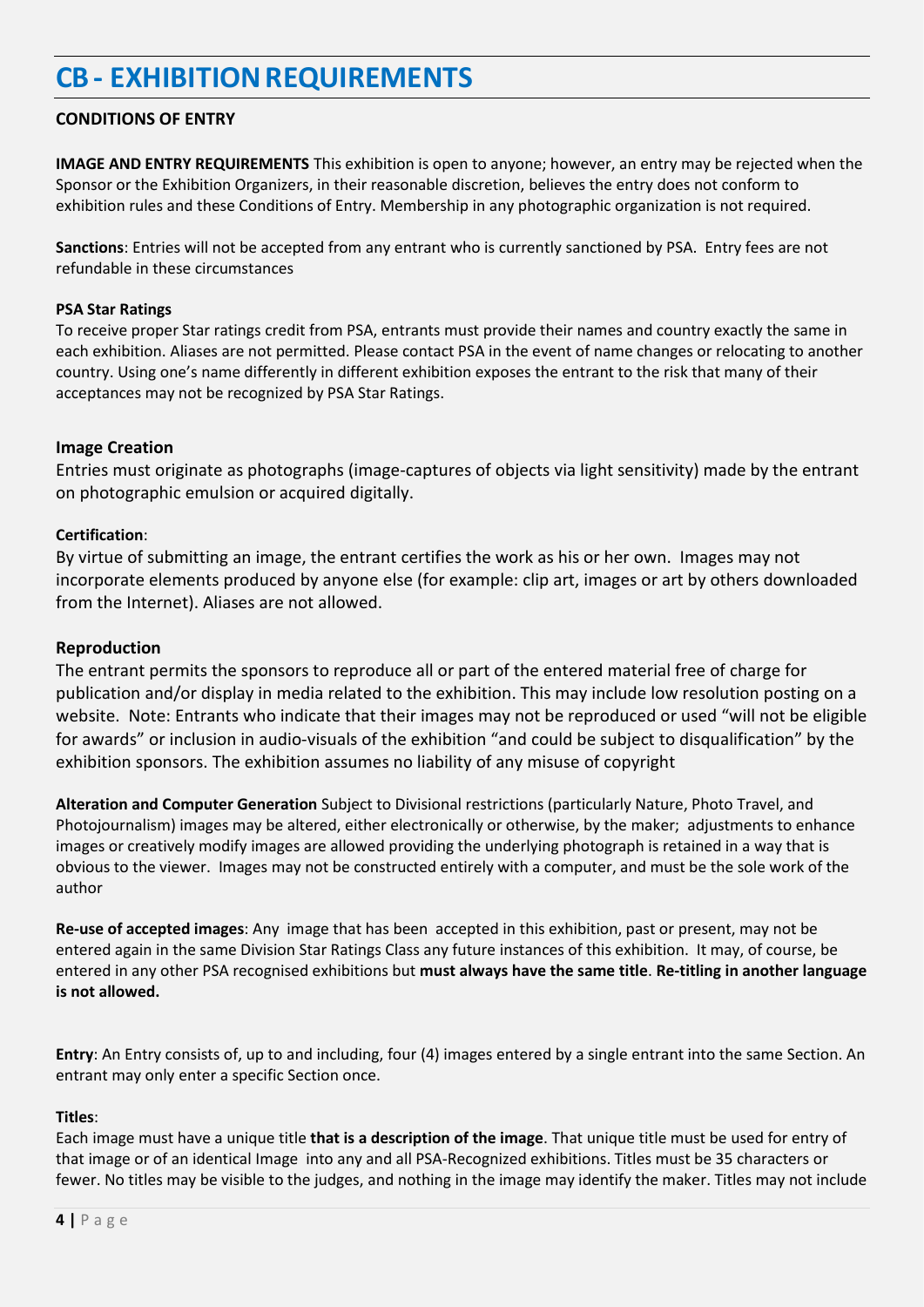# CB - EXHIBITION REQUIREMENTS

**CONDITIONS OF ENTRY**

**IMAGE AND ENTRY REQUIREMENTS** This exhibition is open to anyone; however, an entry may be rejected when the Sponsor or the Exhibition Organizers, in their reasonable discretion, believes the entry does not conform to exhibition rules and these Conditions of Entry. Membership in any photographic organization is not required.

**Sanctions**: Entries will not be accepted from any entrant who is currently sanctioned by PSA. Entry fees are not refundable in these circumstances

**PSA Star Ratings**

To receive proper Star ratings credit from PSA, entrants must provide their names and country exactly the same in each exhibition. Aliases are not permitted. Please contact PSA in the event of name changes or relocating to another country. Using one's name differently in different exhibition exposes the entrant to the risk that many of their acceptances may not be recognized by PSA Star Ratings.

**Image Creation**

Entries must originate as photographs (image-captures of objects via light sensitivity) made by the entrant on photographic emulsion or acquired digitally.

**Certification**:

By virtue of submitting an image, the entrant certifies the work as his or her own. Images may not incorporate elements produced by anyone else (for example: clip art, images or art by others downloaded from the Internet). Aliases are not allowed.

**Reproduction**

The entrant permits the sponsors to reproduce all or part of the entered material free of charge for publication and/or display in media related to the exhibition. This may include low resolution posting on a website. Note: Entrants who indicate that their images may not be reproduced or used "will not be eligible for awards" or inclusion in audio-visuals of the exhibition "and could be subject to disqualification" by the exhibition sponsors. The exhibition assumes no liability of any misuse of copyright

**Alteration and Computer Generation** Subject to Divisional restrictions (particularly Nature, Photo Travel, and Photojournalism) images may be altered, either electronically or otherwise, by the maker; adjustments to enhance images or creatively modify images are allowed providing the underlying photograph is retained in a way that is obvious to the viewer. Images may not be constructed entirely with a computer, and must be the sole work of the author

**Re-use of accepted images**: Any image that has been accepted in this exhibition, past or present, may not be entered again in the same Division Star Ratings Class any future instances of this exhibition. It may, of course, be entered in any other PSA recognised exhibitions but **must always have the same title**. **Re-titling in another language is not allowed.**

**Entry**: An Entry consists of, up to and including, four (4) images entered by a single entrant into the same Section. An entrant may only enter a specific Section once.

**Titles**:

Each image must have a unique title **that is a description of the image**. That unique title must be used for entry of that image or of an identical Image into any and all PSA-Recognized exhibitions. Titles must be 35 characters or fewer. No titles may be visible to the judges, and nothing in the image may identify the maker. Titles may not include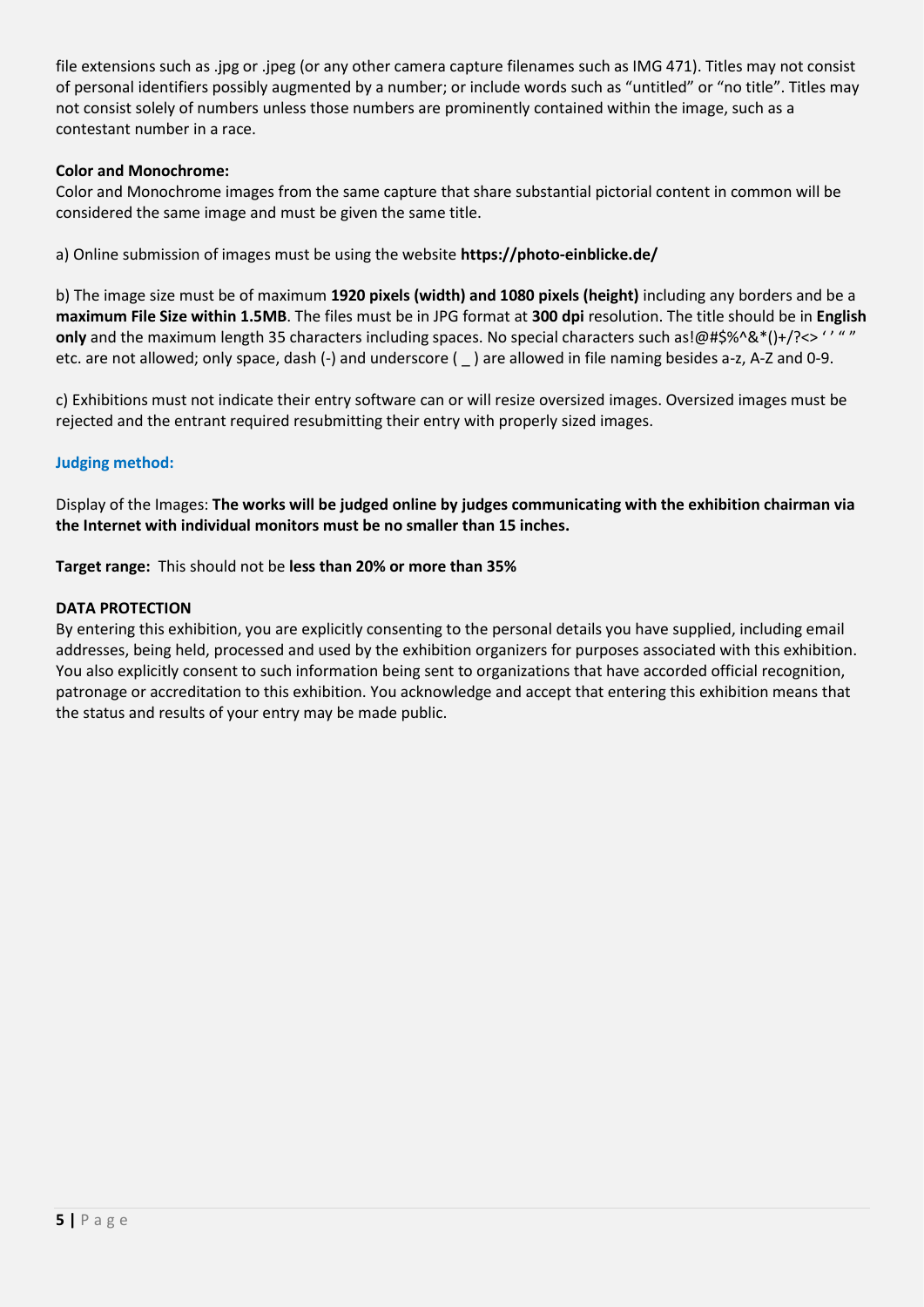file extensions such as .jpg or .jpeg (or any other camera capture filenames such as IMG 471). Titles may not consist of personal identifiers possibly augmented by a number; or include words such as “untitled” or “no title”. Titles may not consist solely of numbers unless those numbers are prominently contained within the image, such as a contestant number in a race.

**Color and Monochrome:**

Color and Monochrome images from the same capture that share substantial pictorial content in common will be considered the same image and must be given the same title.

a) Online submission of images must be using the website **https://photo-einblicke.de/**

b) The image size must be of maximum **1920 pixels (width) and 1080 pixels (height)** including any borders and be a **maximum File Size within 1.5MB**. The files must be in JPG format at **300 dpi** resolution. The title should be in **English only** and the maximum length 35 characters including spaces. No special characters such as!@#$%^&*()+/?<> ‘ ’ “ ” etc. are not allowed; only space, dash (-) and underscore ( _ ) are allowed in file naming besides a-z, A-Z and 0-9.

c) Exhibitions must not indicate their entry software can or will resize oversized images. Oversized images must be rejected and the entrant required resubmitting their entry with properly sized images.

**Judging method:**

Display of the Images: **The works will be judged online by judges communicating with the exhibition chairman via the Internet with individual monitors must be no smaller than 15 inches.**

**Target range:** This should not be **less than 20% or more than 35%**

**DATA PROTECTION**

By entering this exhibition, you are explicitly consenting to the personal details you have supplied, including email addresses, being held, processed and used by the exhibition organizers for purposes associated with this exhibition. You also explicitly consent to such information being sent to organizations that have accorded official recognition, patronage or accreditation to this exhibition. You acknowledge and accept that entering this exhibition means that the status and results of your entry may be made public.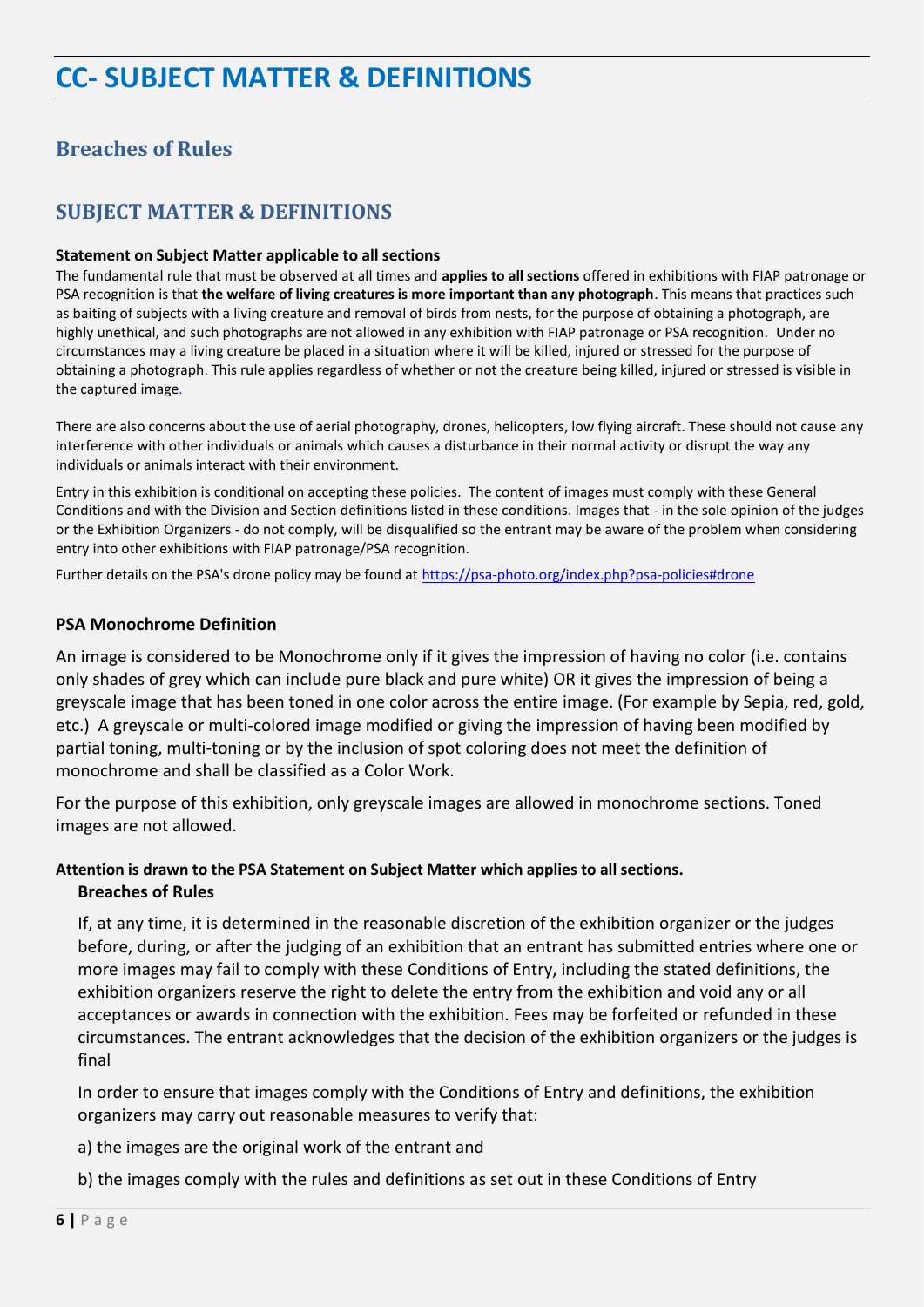# CC- SUBJECT MATTER & DEFINITIONS

## Breaches of Rules

## SUBJECT MATTER & DEFINITIONS

**Statement on Subject Matter applicable to all sections**

The fundamental rule that must be observed at all times and **applies to all sections** offered in exhibitions with FIAP patronage or PSA recognition is that **the welfare of living creatures is more important than any photograph**. This means that practices such as baiting of subjects with a living creature and removal of birds from nests, for the purpose of obtaining a photograph, are highly unethical, and such photographs are not allowed in any exhibition with FIAP patronage or PSA recognition. Under no circumstances may a living creature be placed in a situation where it will be killed, injured or stressed for the purpose of obtaining a photograph. This rule applies regardless of whether or not the creature being killed, injured or stressed is visible in the captured image.

There are also concerns about the use of aerial photography, drones, helicopters, low flying aircraft. These should not cause any interference with other individuals or animals which causes a disturbance in their normal activity or disrupt the way any individuals or animals interact with their environment.

Entry in this exhibition is conditional on accepting these policies. The content of images must comply with these General Conditions and with the Division and Section definitions listed in these conditions. Images that - in the sole opinion of the judges or the Exhibition Organizers - do not comply, will be disqualified so the entrant may be aware of the problem when considering entry into other exhibitions with FIAP patronage/PSA recognition.

Further details on the PSA's drone policy may be found at https://psa-photo.org/index.php?psa-policies#drone

**PSA Monochrome Definition**

An image is considered to be Monochrome only if it gives the impression of having no color (i.e. contains only shades of grey which can include pure black and pure white) OR it gives the impression of being a greyscale image that has been toned in one color across the entire image. (For example by Sepia, red, gold, etc.) A greyscale or multi-colored image modified or giving the impression of having been modified by partial toning, multi-toning or by the inclusion of spot coloring does not meet the definition of monochrome and shall be classified as a Color Work.

For the purpose of this exhibition, only greyscale images are allowed in monochrome sections. Toned images are not allowed.

**Attention is drawn to the PSA Statement on Subject Matter which applies to all sections.**

**Breaches of Rules**

If, at any time, it is determined in the reasonable discretion of the exhibition organizer or the judges before, during, or after the judging of an exhibition that an entrant has submitted entries where one or more images may fail to comply with these Conditions of Entry, including the stated definitions, the exhibition organizers reserve the right to delete the entry from the exhibition and void any or all acceptances or awards in connection with the exhibition. Fees may be forfeited or refunded in these circumstances. The entrant acknowledges that the decision of the exhibition organizers or the judges is final

In order to ensure that images comply with the Conditions of Entry and definitions, the exhibition organizers may carry out reasonable measures to verify that:

a) the images are the original work of the entrant and

b) the images comply with the rules and definitions as set out in these Conditions of Entry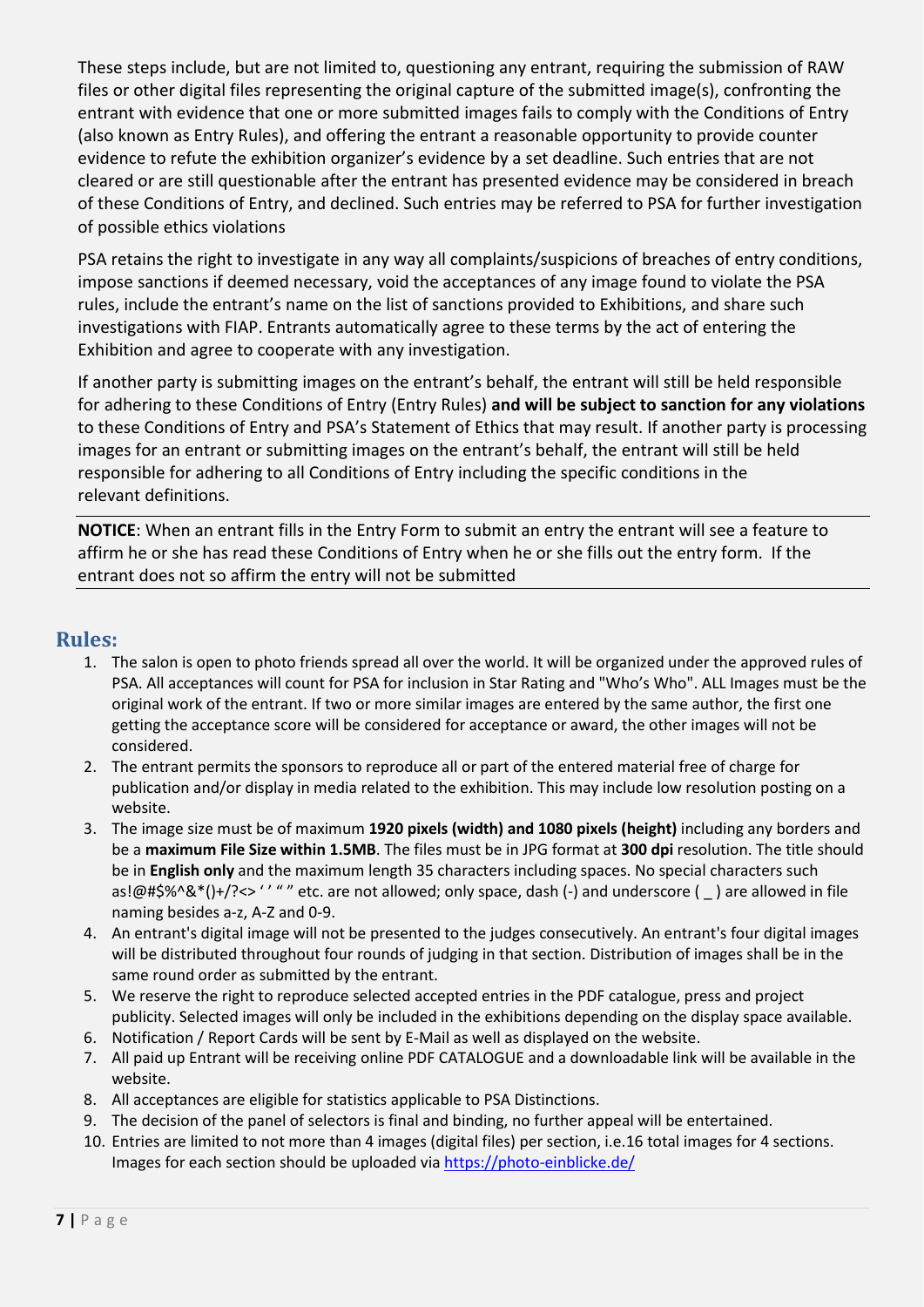These steps include, but are not limited to, questioning any entrant, requiring the submission of RAW files or other digital files representing the original capture of the submitted image(s), confronting the entrant with evidence that one or more submitted images fails to comply with the Conditions of Entry (also known as Entry Rules), and offering the entrant a reasonable opportunity to provide counter evidence to refute the exhibition organizer's evidence by a set deadline. Such entries that are not cleared or are still questionable after the entrant has presented evidence may be considered in breach of these Conditions of Entry, and declined. Such entries may be referred to PSA for further investigation of possible ethics violations

PSA retains the right to investigate in any way all complaints/suspicions of breaches of entry conditions, impose sanctions if deemed necessary, void the acceptances of any image found to violate the PSA rules, include the entrant's name on the list of sanctions provided to Exhibitions, and share such investigations with FIAP. Entrants automatically agree to these terms by the act of entering the Exhibition and agree to cooperate with any investigation.

If another party is submitting images on the entrant's behalf, the entrant will still be held responsible for adhering to these Conditions of Entry (Entry Rules) **and will be subject to sanction for any violations** to these Conditions of Entry and PSA's Statement of Ethics that may result. If another party is processing images for an entrant or submitting images on the entrant's behalf, the entrant will still be held responsible for adhering to all Conditions of Entry including the specific conditions in the relevant definitions.

---

**NOTICE**: When an entrant fills in the Entry Form to submit an entry the entrant will see a feature to affirm he or she has read these Conditions of Entry when he or she fills out the entry form. If the entrant does not so affirm the entry will not be submitted

---

## Rules:

1. The salon is open to photo friends spread all over the world. It will be organized under the approved rules of PSA. All acceptances will count for PSA for inclusion in Star Rating and "Who's Who". ALL Images must be the original work of the entrant. If two or more similar images are entered by the same author, the first one getting the acceptance score will be considered for acceptance or award, the other images will not be considered.
2. The entrant permits the sponsors to reproduce all or part of the entered material free of charge for publication and/or display in media related to the exhibition. This may include low resolution posting on a website.
3. The image size must be of maximum **1920 pixels (width) and 1080 pixels (height)** including any borders and be a **maximum File Size within 1.5MB**. The files must be in JPG format at **300 dpi** resolution. The title should be in **English only** and the maximum length 35 characters including spaces. No special characters such as!@#$%^&*()+/?<> ' ' " " etc. are not allowed; only space, dash (-) and underscore ( _ ) are allowed in file naming besides a-z, A-Z and 0-9.
4. An entrant's digital image will not be presented to the judges consecutively. An entrant's four digital images will be distributed throughout four rounds of judging in that section. Distribution of images shall be in the same round order as submitted by the entrant.
5. We reserve the right to reproduce selected accepted entries in the PDF catalogue, press and project publicity. Selected images will only be included in the exhibitions depending on the display space available.
6. Notification / Report Cards will be sent by E-Mail as well as displayed on the website.
7. All paid up Entrant will be receiving online PDF CATALOGUE and a downloadable link will be available in the website.
8. All acceptances are eligible for statistics applicable to PSA Distinctions.
9. The decision of the panel of selectors is final and binding, no further appeal will be entertained.
10. Entries are limited to not more than 4 images (digital files) per section, i.e.16 total images for 4 sections. Images for each section should be uploaded via https://photo-einblicke.de/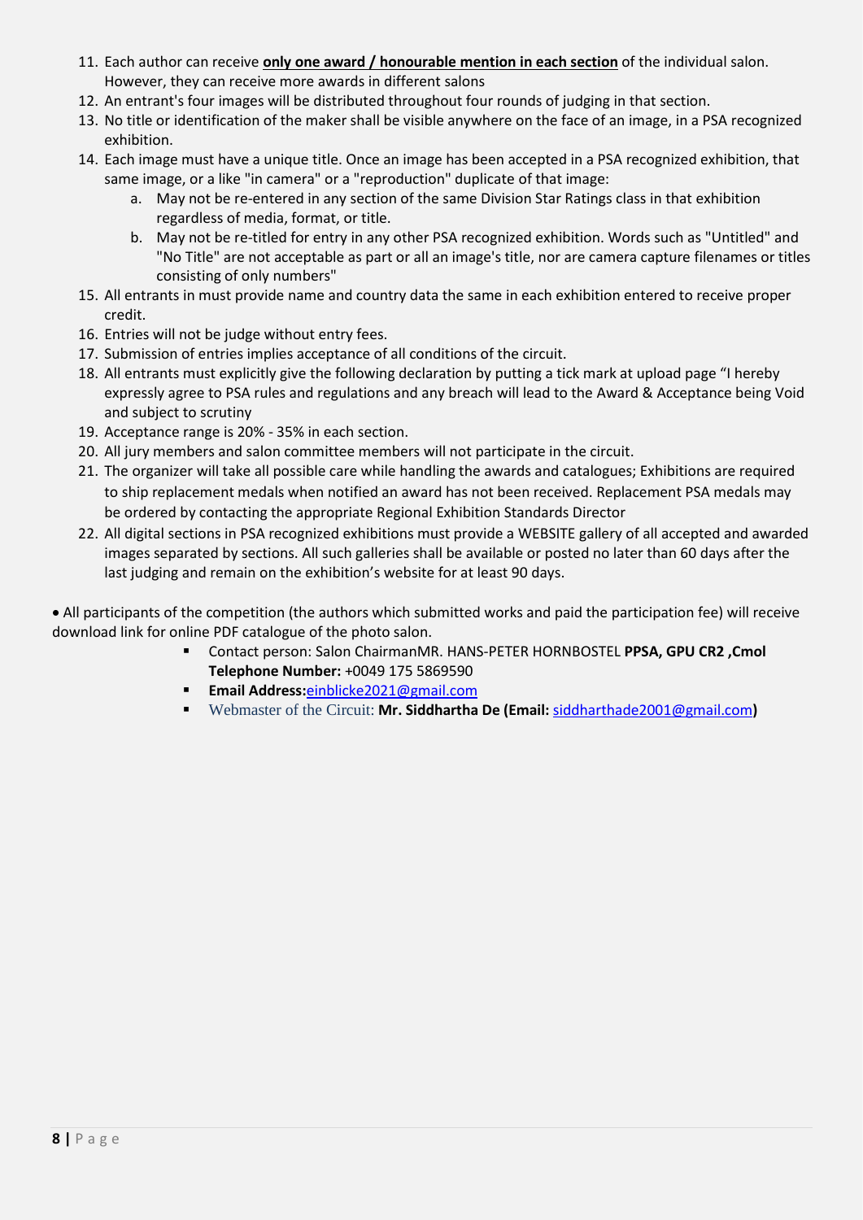11. Each author can receive **only one award / honourable mention in each section** of the individual salon. However, they can receive more awards in different salons
12. An entrant's four images will be distributed throughout four rounds of judging in that section.
13. No title or identification of the maker shall be visible anywhere on the face of an image, in a PSA recognized exhibition.
14. Each image must have a unique title. Once an image has been accepted in a PSA recognized exhibition, that same image, or a like "in camera" or a "reproduction" duplicate of that image:
    a. May not be re-entered in any section of the same Division Star Ratings class in that exhibition regardless of media, format, or title.
    b. May not be re-titled for entry in any other PSA recognized exhibition. Words such as "Untitled" and "No Title" are not acceptable as part or all an image's title, nor are camera capture filenames or titles consisting of only numbers"
15. All entrants in must provide name and country data the same in each exhibition entered to receive proper credit.
16. Entries will not be judge without entry fees.
17. Submission of entries implies acceptance of all conditions of the circuit.
18. All entrants must explicitly give the following declaration by putting a tick mark at upload page "I hereby expressly agree to PSA rules and regulations and any breach will lead to the Award & Acceptance being Void and subject to scrutiny
19. Acceptance range is 20% - 35% in each section.
20. All jury members and salon committee members will not participate in the circuit.
21. The organizer will take all possible care while handling the awards and catalogues; Exhibitions are required to ship replacement medals when notified an award has not been received. Replacement PSA medals may be ordered by contacting the appropriate Regional Exhibition Standards Director
22. All digital sections in PSA recognized exhibitions must provide a WEBSITE gallery of all accepted and awarded images separated by sections. All such galleries shall be available or posted no later than 60 days after the last judging and remain on the exhibition's website for at least 90 days.

• All participants of the competition (the authors which submitted works and paid the participation fee) will receive download link for online PDF catalogue of the photo salon.

- Contact person: Salon ChairmanMR. HANS-PETER HORNBOSTEL **PPSA, GPU CR2 ,Cmol Telephone Number:** +0049 175 5869590
- **Email Address:**einblicke2021@gmail.com
- Webmaster of the Circuit: **Mr. Siddhartha De (Email:** siddharthade2001@gmail.com**)**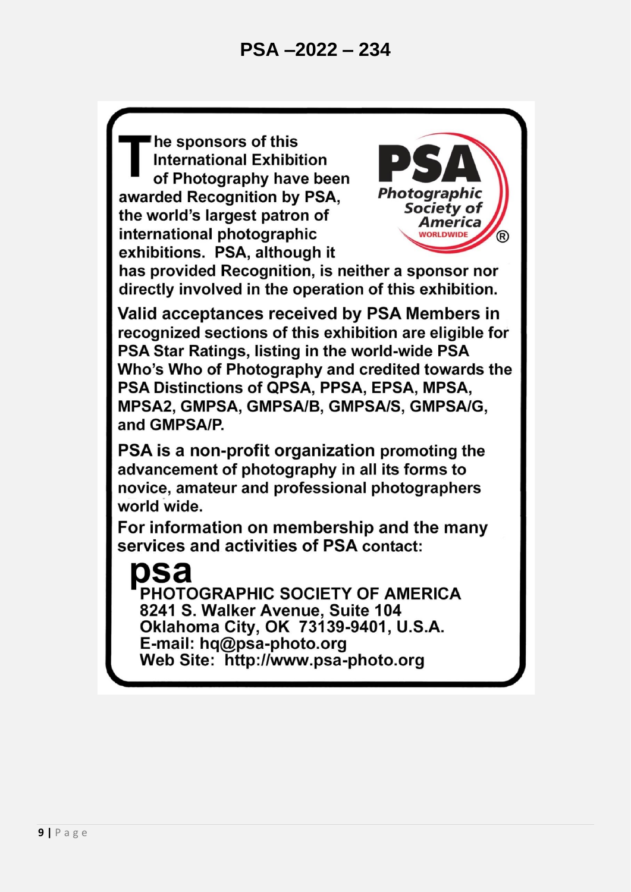# PSA –2022 – 234

The sponsors of this International Exhibition of Photography have been awarded Recognition by PSA, the world's largest patron of international photographic exhibitions. PSA, although it has provided Recognition, is neither a sponsor nor directly involved in the operation of this exhibition.

Photographic Society of America WORLDWIDE ®

Valid acceptances received by PSA Members in recognized sections of this exhibition are eligible for PSA Star Ratings, listing in the world-wide PSA Who's Who of Photography and credited towards the PSA Distinctions of QPSA, PPSA, EPSA, MPSA, MPSA2, GMPSA, GMPSA/B, GMPSA/S, GMPSA/G, and GMPSA/P.

PSA is a non-profit organization promoting the advancement of photography in all its forms to novice, amateur and professional photographers world wide.

For information on membership and the many services and activities of PSA contact:

**psa**
PHOTOGRAPHIC SOCIETY OF AMERICA
8241 S. Walker Avenue, Suite 104
Oklahoma City, OK 73139-9401, U.S.A.
E-mail: hq@psa-photo.org
Web Site: http://www.psa-photo.org